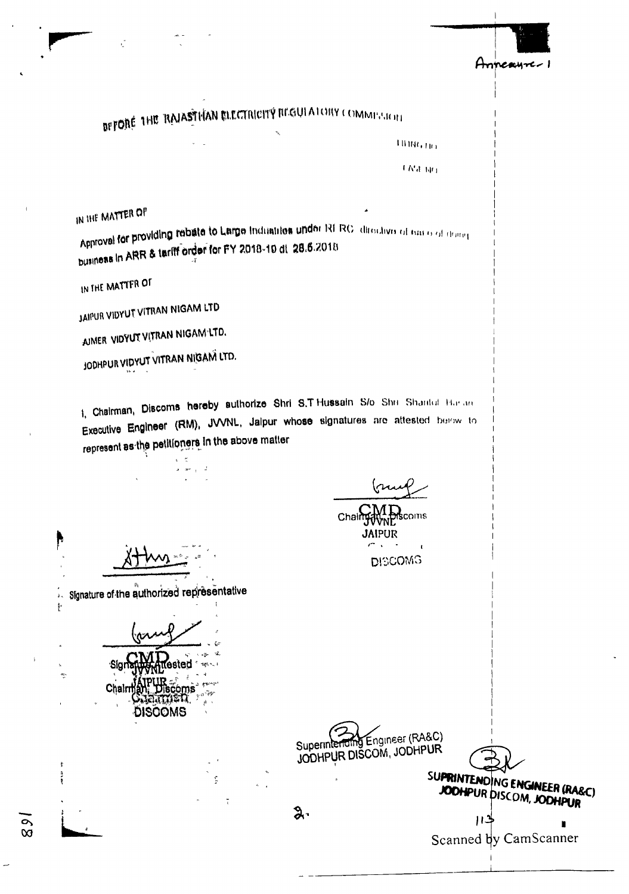Annexure-I

# BEFORE THE RAJASTHAN ELECTRICITY REGULATORY COMMISSION

FILING NO.

CASE NO.

IN THE MATTER OF

Approval for providing rebate to Large Industries under RERC directive of ease of doing business in ARR & tariff order for FY 2018-19 dt 28.6.2018

IN THE MATTER OF

JAIPUR VIDYUT VITRAN NIGAM LTD

AJMER VIDYUT VITRAN NIGAM LTD.

JODHPUR VIDYUT VITRAN NIGAM LTD.

I, Chairman, Discoms hereby authorize Shri S.T Hussain S/o Shri Shardul Hasan Executive Engineer (RM), JVVNL, Jaipur whose signatures are attested below to represent as the petitioners in the above matter

Chairman, Discoms
CMD
JVVNL
JAIPUR
DISCOMS

Signature of the authorized representative

Signature Attested
CMD
JVVNL
JAIPUR
Chairman, Discoms
Chairman
DISCOMS

Superintending Engineer (RA&C)
JODHPUR DISCOM, JODHPUR

SUPRINTENDING ENGINEER (RA&C)
JODHPUR DISCOM, JODHPUR

Scanned by CamScanner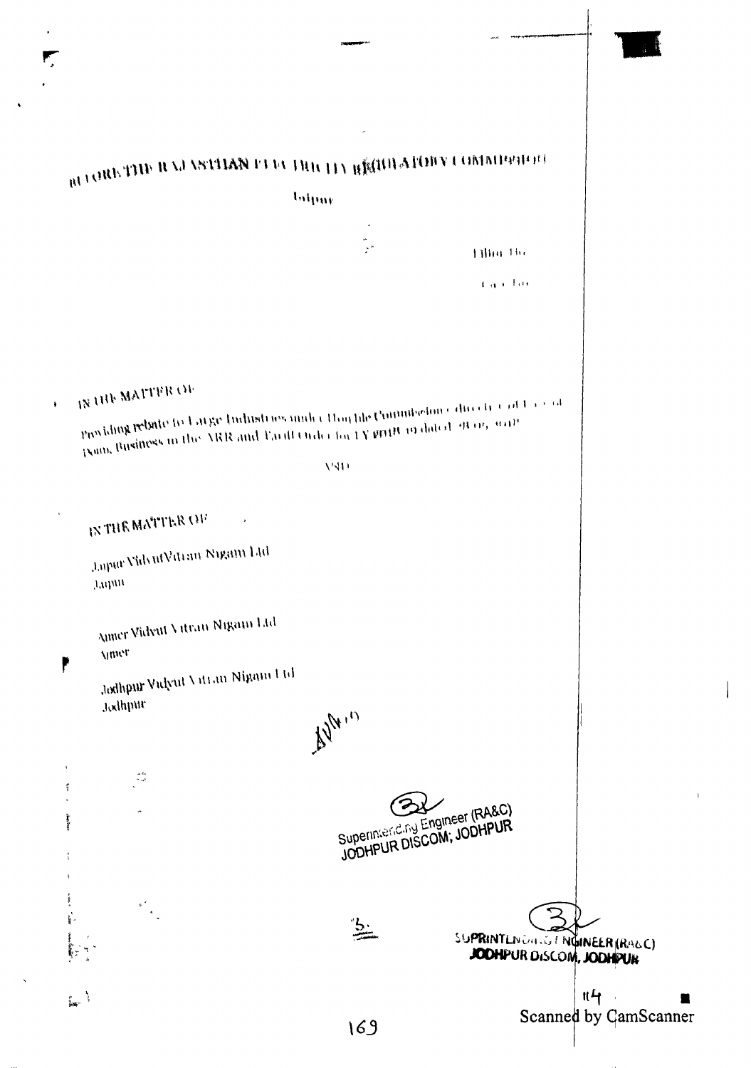BEFORE THE RAJASTHAN ELECTRICITY REGULATORY COMMISSION

Jaipur

Filing No.

Case No.

IN THE MATTER OF

Providing rebate to Large Industries under Hon'ble Commission direction of Load Gain Business in the ARR and Tariff Order for FY 2019-20 dated 06.02.2020

AND

IN THE MATTER OF

Jaipur Vidyut Vitran Nigam Ltd

Jaipur

Ajmer Vidyut Vitran Nigam Ltd

Ajmer

Jodhpur Vidyut Vitran Nigam Ltd

Jodhpur

Superintending Engineer (RA&C)
JODHPUR DISCOM; JODHPUR

SUPRINTENDING ENGINEER (RA&C)
JODHPUR DISCOM, JODHPUR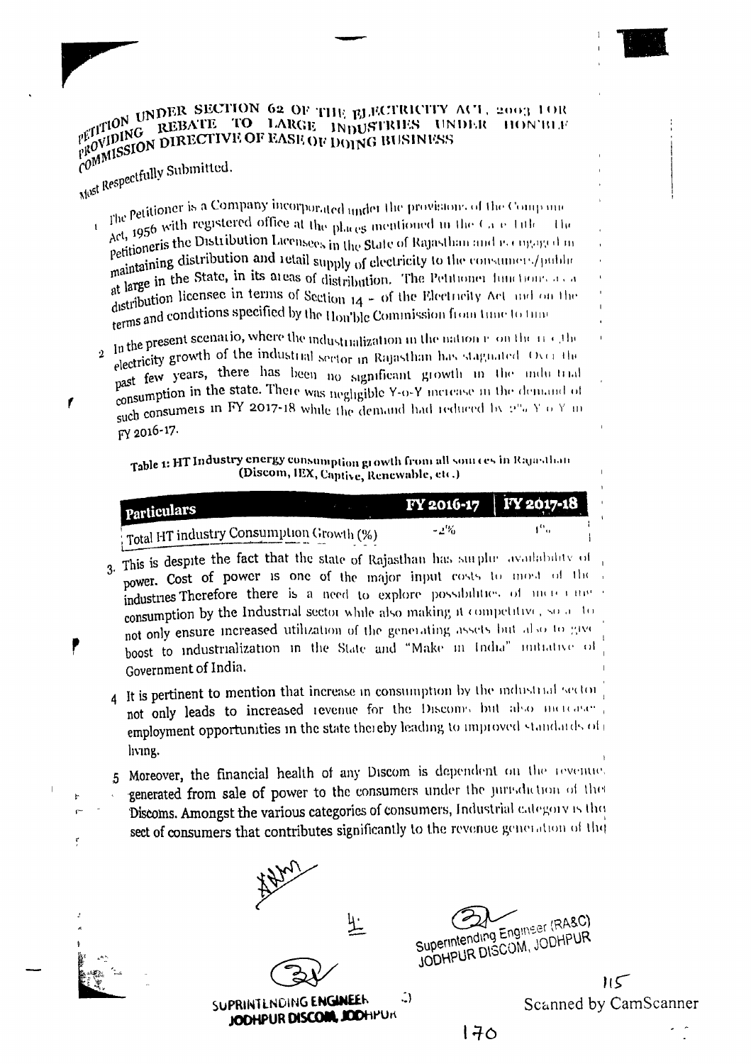# PETITION UNDER SECTION 62 OF THE ELECTRICITY ACT, 2003 FOR PROVIDING REBATE TO LARGE INDUSTRIES UNDER HON'BLE COMMISSION DIRECTIVE OF EASE OF DOING BUSINESS

Most Respectfully Submitted.

1. The Petitioner is a Company incorporated under the provisions of the Companies Act, 1956 with registered office at the places mentioned in the Case Title. The Petitioner is the Distribution Licensees in the State of Rajasthan and is engaged in maintaining distribution and retail supply of electricity to the consumers/public at large in the State, in its areas of distribution. The Petitioner functions as a distribution licensee in terms of Section 14 - of the Electricity Act and on the terms and conditions specified by the Hon'ble Commission from time to time.

2. In the present scenario, where the industrialization in the nation is on the rise, the electricity growth of the industrial sector in Rajasthan has stagnated. Over the past few years, there has been no significant growth in the industrial consumption in the state. There was negligible Y-o-Y increase in the demand of such consumers in FY 2017-18 while the demand had reduced by 2% Y-o-Y in FY 2016-17.

**Table 1: HT Industry energy consumption growth from all sources in Rajasthan (Discom, IEX, Captive, Renewable, etc.)**

| Particulars | FY 2016-17 | FY 2017-18 |
|---|---|---|
| Total HT industry Consumption Growth (%) | -2% | 1% |

3. This is despite the fact that the state of Rajasthan has surplus availability of power. Cost of power is one of the major input costs to most of the industries Therefore there is a need to explore possibilities of increasing consumption by the Industrial sector while also making it competitive, so as to not only ensure increased utilization of the generating assets but also to give boost to industrialization in the State and "Make in India" initiative of Government of India.

4. It is pertinent to mention that increase in consumption by the industrial sector not only leads to increased revenue for the Discoms but also increases employment opportunities in the state thereby leading to improved standards of living.

5. Moreover, the financial health of any Discom is dependent on the revenues generated from sale of power to the consumers under the jurisdiction of the Discoms. Amongst the various categories of consumers, Industrial category is the sect of consumers that contributes significantly to the revenue generation of the

Superintending Engineer (RA&C)
JODHPUR DISCOM, JODHPUR

SUPRINTENDING ENGINEER
JODHPUR DISCOM, JODHPUR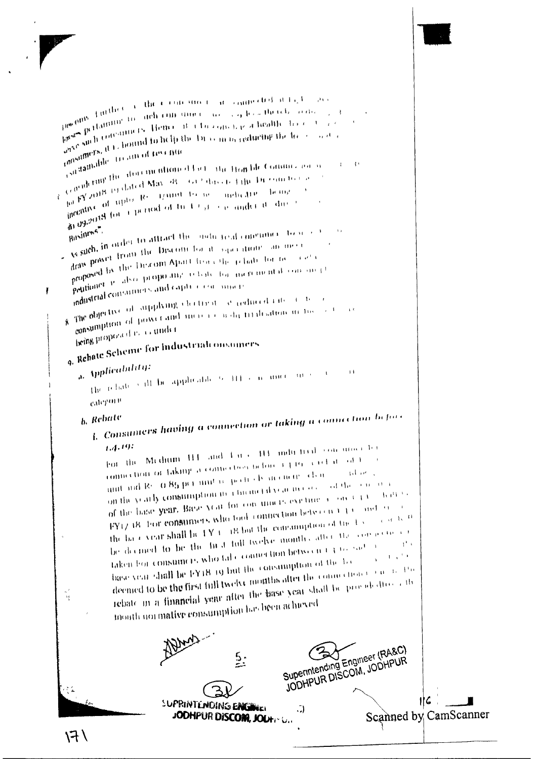incomes further ... the ... connected at ... persons pertaining to such consumers ... healthy ... such consumers. Hence it is ... consumers, it is bound to help the Discom in reducing the ... sustainable ... of revenue.

... considering the ... mentioned fact, the Hon'ble Commission ... for FY 2018 ... dated May ... incentive of upto Rs. ... per unit ... for a period of ... 09.2018 ... Business".

... As such, in order to attract the industrial consumers ... draw power from the Discom for ... proposed by the Discom. Apart from the rebate for ... Petitioner is also proposing rebate for incremental consumption ... industrial consumers and captive consumers.

8. The objective of supplying electricity ... reduced rate ... consumption of power and ... industrialisation ... being proposed ... as under

9. **Rebate Scheme for Industrial consumers**

*a. Applicability:*

The rebate will be applicable to HT ... category.

*b. Rebate*

*i. Consumers having a connection or taking a connection before 1.4.19:*

For the Medium HT and Large HT industrial consumers ... connection or taking a connection before ... unit and Rs. 0.85 per unit ... on the yearly consumption ... of the base year. Base year for consumers ... FY17-18. For consumers who took connection between ... the base year shall be FY ... 18 but the consumption of the ... be deemed to be the first full twelve months after the connection ... taken. For consumers who take connection between ... base year shall be FY18-19 but the consumption of the ... deemed to be the first full twelve months after the connection ... The rebate in a financial year after the base year shall be provided ... month normative consumption has been achieved.

Superintending Engineer (RA&C)
JODHPUR DISCOM, JODHPUR

SUPRINTENDING ENGINEER
JODHPUR DISCOM, JODHPUR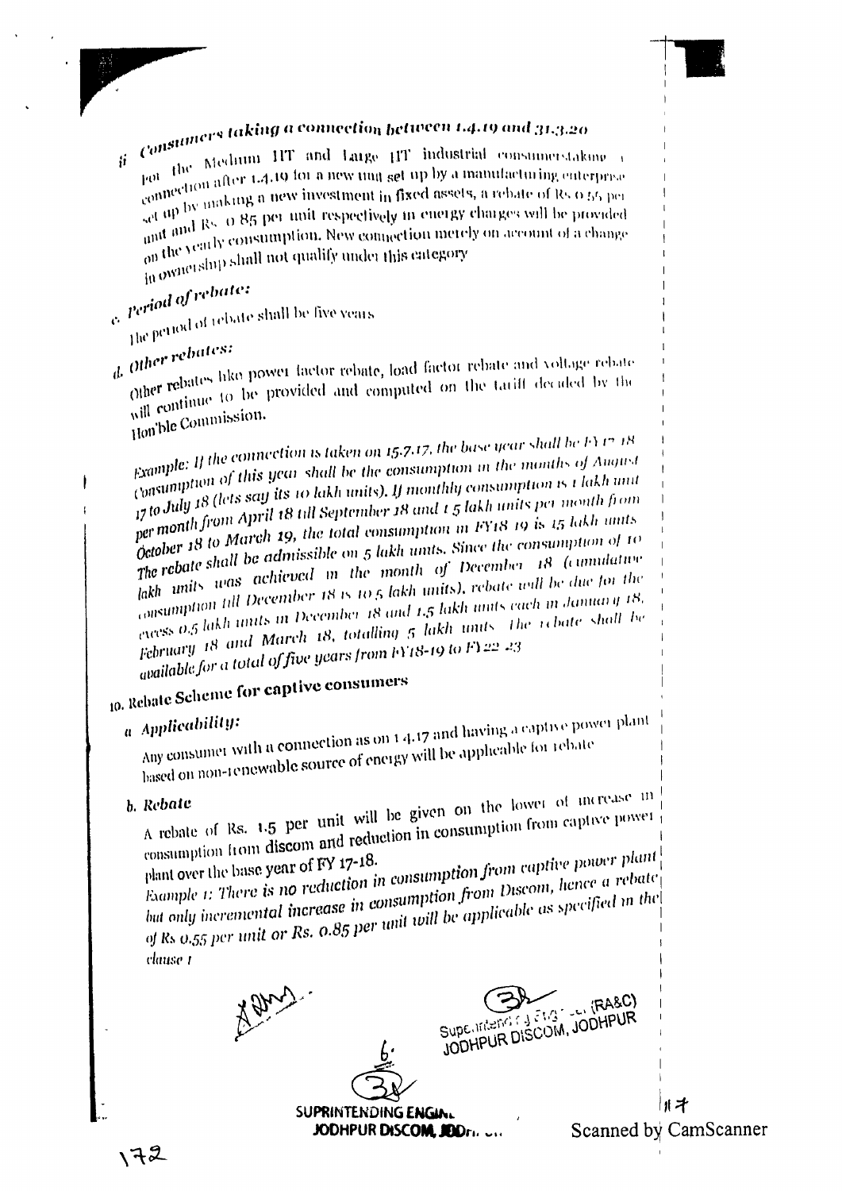ii. *Consumers taking a connection between 1.4.19 and 31.3.20*

For the Medium HT and Large HT industrial consumers taking a connection after 1.4.19 for a new unit set up by a manufacturing enterprise set up by making a new investment in fixed assets, a rebate of Rs 0.55 per unit and Rs. 0.85 per unit respectively in energy charges will be provided on the yearly consumption. New connection merely on account of a change in ownership shall not qualify under this category

c. *Period of rebate:*

The period of rebate shall be five years

d. *Other rebates:*

Other rebates like power factor rebate, load factor rebate and voltage rebate will continue to be provided and computed on the tariff decided by the Hon'ble Commission.

*Example: If the connection is taken on 15.7.17, the base year shall be FY 17-18. Consumption of this year shall be the consumption in the months of August 17 to July 18 (lets say its 10 lakh units). If monthly consumption is 1 lakh unit per month from April 18 till September 18 and 1.5 lakh units per month from October 18 to March 19, the total consumption in FY18-19 is 15 lakh units. The rebate shall be admissible on 5 lakh units. Since the consumption of 10 lakh units was achieved in the month of December 18 (cumulative consumption till December 18 is 10.5 lakh units), rebate will be due for the excess 0.5 lakh units in December 18 and 1.5 lakh units each in January 18, February 18 and March 18, totalling 5 lakh units. The rebate shall be available for a total of five years from FY18-19 to FY22-23*

10. **Rebate Scheme for captive consumers**

a. ***Applicability:***

Any consumer with a connection as on 1.4.17 and having a captive power plant based on non-renewable source of energy will be applicable for rebate

b. **Rebate**

A rebate of Rs. 1.5 per unit will be given on the lower of increase in consumption from discom and reduction in consumption from captive power plant over the base year of FY 17-18.

*Example 1: There is no reduction in consumption from captive power plant but only incremental increase in consumption from Discom, hence a rebate of Rs 0.55 per unit or Rs. 0.85 per unit will be applicable as specified in the clause 1*

Superintending Engineer (RA&C) JODHPUR DISCOM, JODHPUR

SUPRINTENDING ENGINEER JODHPUR DISCOM, JODHPUR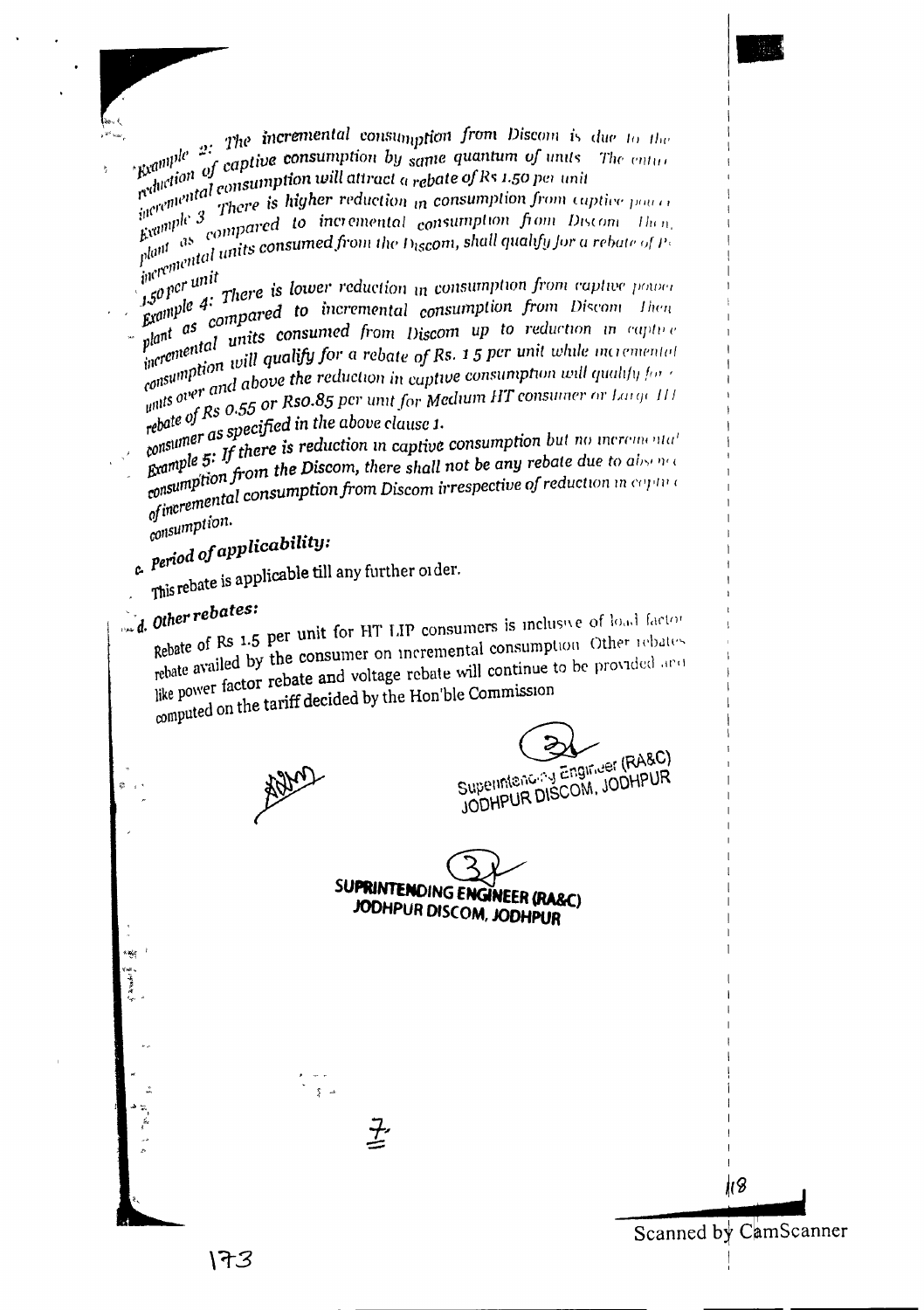*Example 2: The incremental consumption from Discom is due to the reduction of captive consumption by same quantum of units. The entire incremental consumption will attract a rebate of Rs 1.50 per unit*

*Example 3: There is higher reduction in consumption from captive power plant as compared to incremental consumption from Discom. Then, incremental units consumed from the Discom, shall qualify for a rebate of Rs 1.50 per unit*

*Example 4: There is lower reduction in consumption from captive power plant as compared to incremental consumption from Discom. Then incremental units consumed from Discom up to reduction in captive consumption will qualify for a rebate of Rs. 1.5 per unit while incremental units over and above the reduction in captive consumption will qualify for rebate of Rs 0.55 or Rs0.85 per unit for Medium HT consumer or Large HT consumer as specified in the above clause 1.*

*Example 5: If there is reduction in captive consumption but no incremental consumption from the Discom, there shall not be any rebate due to absence of incremental consumption from Discom irrespective of reduction in captive consumption.*

**c. *Period of applicability:***

This rebate is applicable till any further order.

**d. *Other rebates:***

Rebate of Rs 1.5 per unit for HT LIP consumers is inclusive of load factor rebate availed by the consumer on incremental consumption. Other rebates like power factor rebate and voltage rebate will continue to be provided and computed on the tariff decided by the Hon'ble Commission

Superintending Engineer (RA&C)
JODHPUR DISCOM, JODHPUR

**SUPRINTENDING ENGINEER (RA&C)**
**JODHPUR DISCOM, JODHPUR**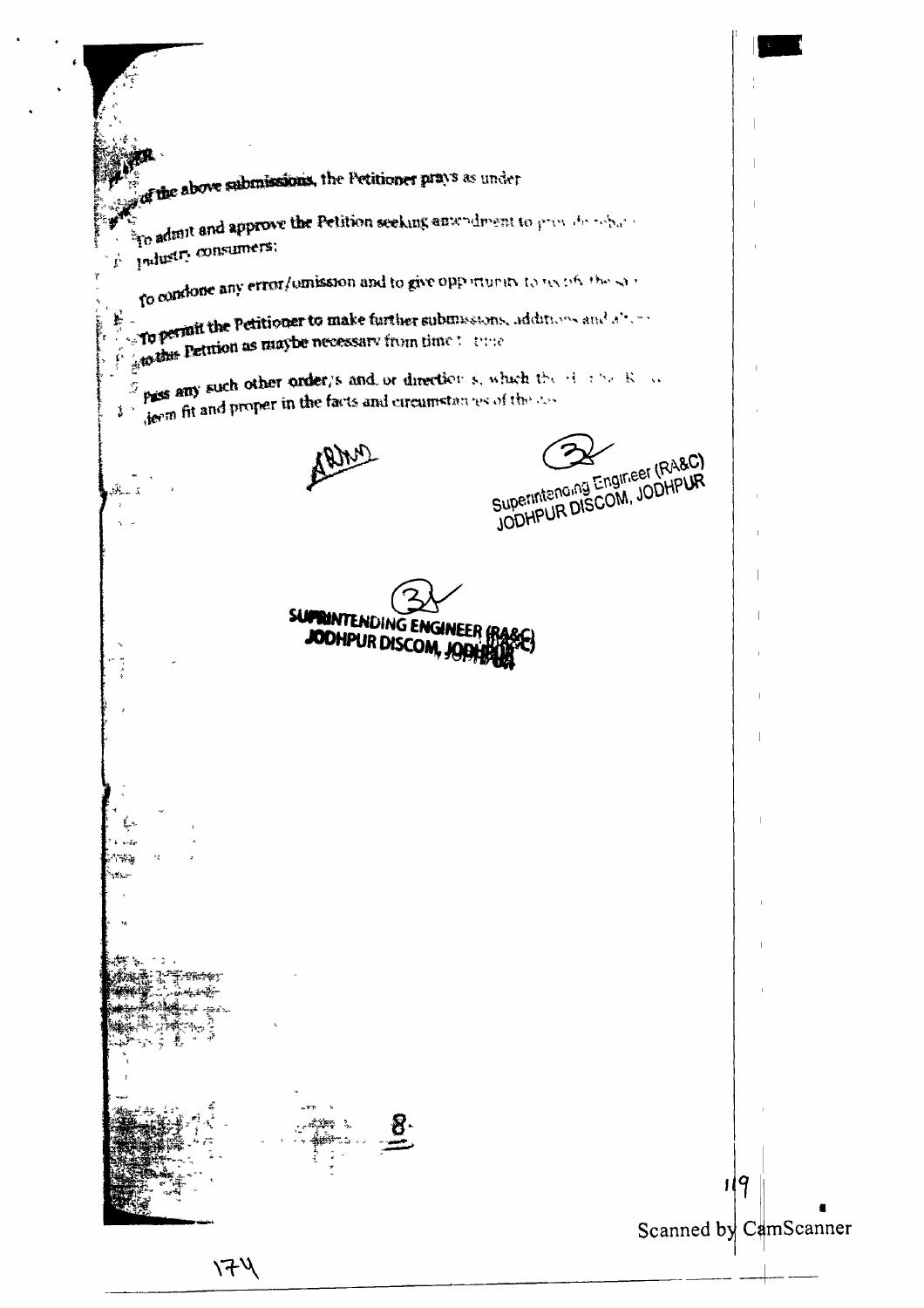## PRAYER

...of the above submissions, the Petitioner prays as under

1. To admit and approve the Petition seeking amendment to provide rebate to industry consumers;

2. To condone any error/omission and to give opportunity to rectify the same;

3. To permit the Petitioner to make further submissions, additions and alterations to this Petition as maybe necessary from time to time

4. Pass any such other order/s and/or direction/s, which the Hon'ble Commission deem fit and proper in the facts and circumstances of the case.

Superintending Engineer (RA&C)
JODHPUR DISCOM, JODHPUR

SUPERINTENDING ENGINEER (RA&C)
JODHPUR DISCOM, JODHPUR

8